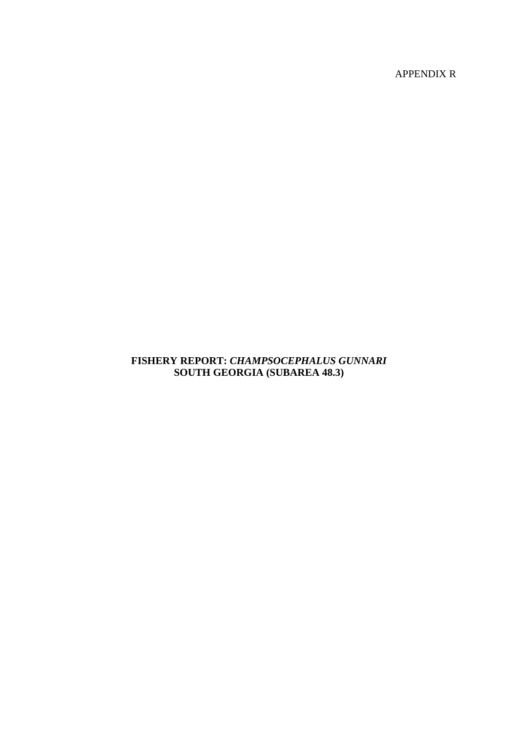APPENDIX R

# FISHERY REPORT: *CHAMPSOCEPHALUS GUNNARI* SOUTH GEORGIA (SUBAREA 48.3)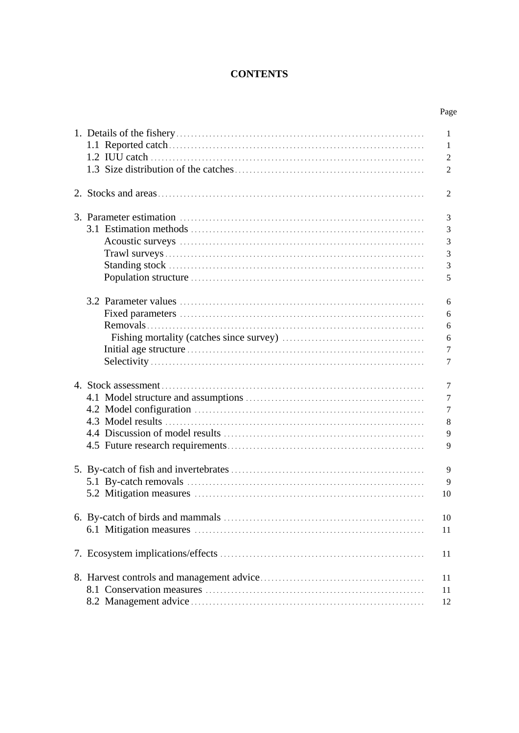**CONTENTS**

| | Page |
|---|---|
| 1. Details of the fishery | 1 |
| 1.1 Reported catch | 1 |
| 1.2 IUU catch | 2 |
| 1.3 Size distribution of the catches | 2 |
| 2. Stocks and areas | 2 |
| 3. Parameter estimation | 3 |
| 3.1 Estimation methods | 3 |
| Acoustic surveys | 3 |
| Trawl surveys | 3 |
| Standing stock | 3 |
| Population structure | 5 |
| 3.2 Parameter values | 6 |
| Fixed parameters | 6 |
| Removals | 6 |
| Fishing mortality (catches since survey) | 6 |
| Initial age structure | 7 |
| Selectivity | 7 |
| 4. Stock assessment | 7 |
| 4.1 Model structure and assumptions | 7 |
| 4.2 Model configuration | 7 |
| 4.3 Model results | 8 |
| 4.4 Discussion of model results | 9 |
| 4.5 Future research requirements | 9 |
| 5. By-catch of fish and invertebrates | 9 |
| 5.1 By-catch removals | 9 |
| 5.2 Mitigation measures | 10 |
| 6. By-catch of birds and mammals | 10 |
| 6.1 Mitigation measures | 11 |
| 7. Ecosystem implications/effects | 11 |
| 8. Harvest controls and management advice | 11 |
| 8.1 Conservation measures | 11 |
| 8.2 Management advice | 12 |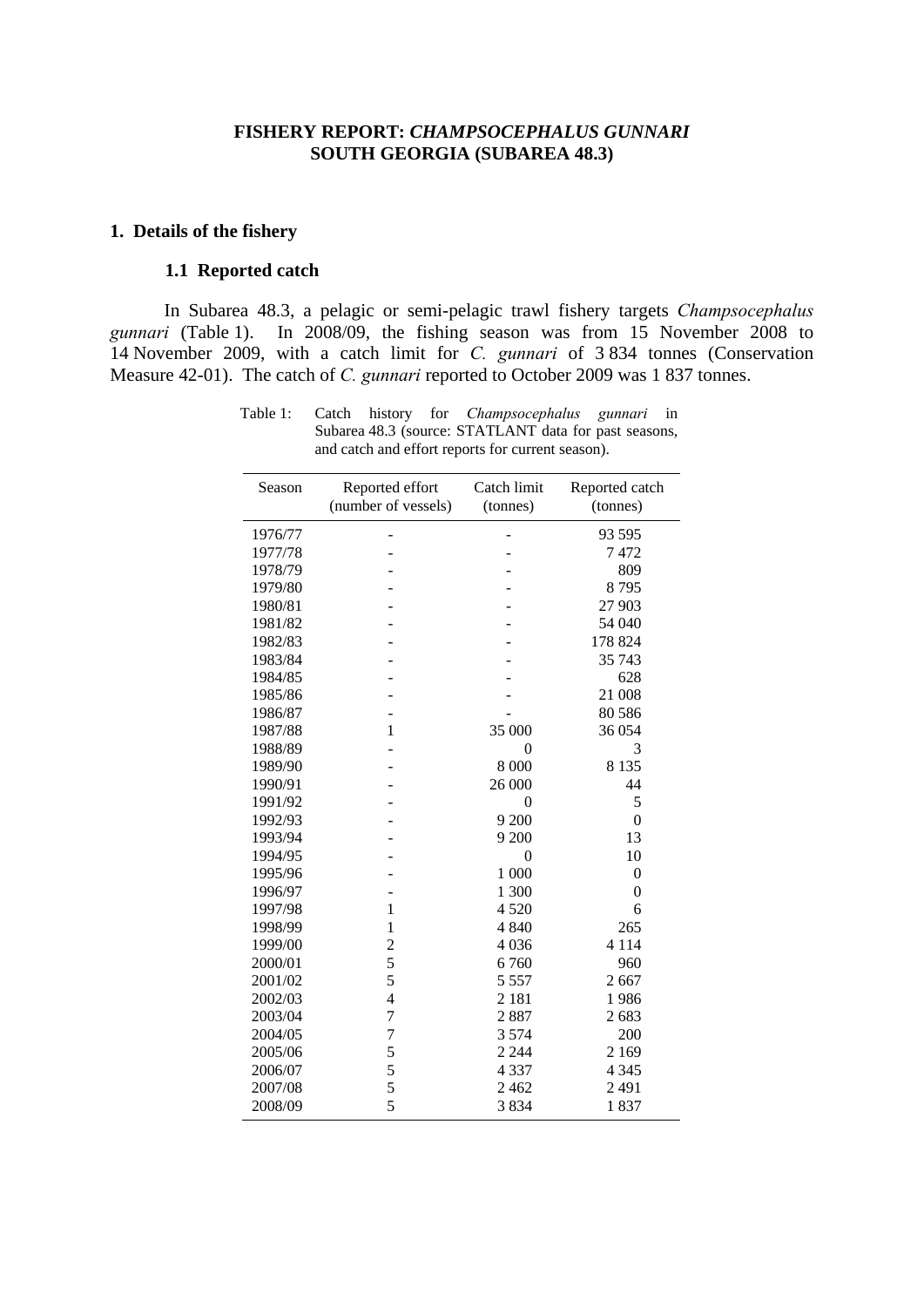# FISHERY REPORT: *CHAMPSOCEPHALUS GUNNARI* SOUTH GEORGIA (SUBAREA 48.3)

## 1. Details of the fishery

### 1.1 Reported catch

In Subarea 48.3, a pelagic or semi-pelagic trawl fishery targets *Champsocephalus gunnari* (Table 1). In 2008/09, the fishing season was from 15 November 2008 to 14 November 2009, with a catch limit for *C. gunnari* of 3 834 tonnes (Conservation Measure 42-01). The catch of *C. gunnari* reported to October 2009 was 1 837 tonnes.

Table 1: Catch history for *Champsocephalus gunnari* in Subarea 48.3 (source: STATLANT data for past seasons, and catch and effort reports for current season).

| Season | Reported effort (number of vessels) | Catch limit (tonnes) | Reported catch (tonnes) |
|---|---|---|---|
| 1976/77 | - | - | 93 595 |
| 1977/78 | - | - | 7 472 |
| 1978/79 | - | - | 809 |
| 1979/80 | - | - | 8 795 |
| 1980/81 | - | - | 27 903 |
| 1981/82 | - | - | 54 040 |
| 1982/83 | - | - | 178 824 |
| 1983/84 | - | - | 35 743 |
| 1984/85 | - | - | 628 |
| 1985/86 | - | - | 21 008 |
| 1986/87 | - | - | 80 586 |
| 1987/88 | 1 | 35 000 | 36 054 |
| 1988/89 | - | 0 | 3 |
| 1989/90 | - | 8 000 | 8 135 |
| 1990/91 | - | 26 000 | 44 |
| 1991/92 | - | 0 | 5 |
| 1992/93 | - | 9 200 | 0 |
| 1993/94 | - | 9 200 | 13 |
| 1994/95 | - | 0 | 10 |
| 1995/96 | - | 1 000 | 0 |
| 1996/97 | - | 1 300 | 0 |
| 1997/98 | 1 | 4 520 | 6 |
| 1998/99 | 1 | 4 840 | 265 |
| 1999/00 | 2 | 4 036 | 4 114 |
| 2000/01 | 5 | 6 760 | 960 |
| 2001/02 | 5 | 5 557 | 2 667 |
| 2002/03 | 4 | 2 181 | 1 986 |
| 2003/04 | 7 | 2 887 | 2 683 |
| 2004/05 | 7 | 3 574 | 200 |
| 2005/06 | 5 | 2 244 | 2 169 |
| 2006/07 | 5 | 4 337 | 4 345 |
| 2007/08 | 5 | 2 462 | 2 491 |
| 2008/09 | 5 | 3 834 | 1 837 |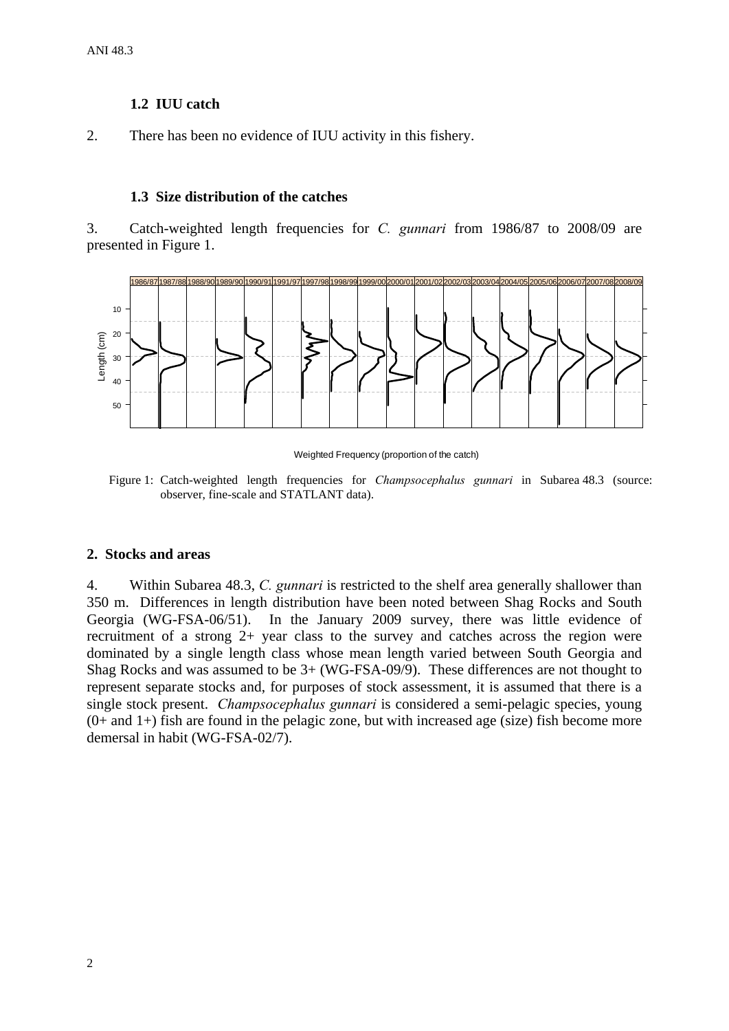### 1.2 IUU catch

2. There has been no evidence of IUU activity in this fishery.

### 1.3 Size distribution of the catches

3. Catch-weighted length frequencies for *C. gunnari* from 1986/87 to 2008/09 are presented in Figure 1.

Figure 1: Catch-weighted length frequencies for *Champsocephalus gunnari* in Subarea 48.3 (source: observer, fine-scale and STATLANT data).

## 2. Stocks and areas

4. Within Subarea 48.3, *C. gunnari* is restricted to the shelf area generally shallower than 350 m. Differences in length distribution have been noted between Shag Rocks and South Georgia (WG-FSA-06/51). In the January 2009 survey, there was little evidence of recruitment of a strong 2+ year class to the survey and catches across the region were dominated by a single length class whose mean length varied between South Georgia and Shag Rocks and was assumed to be 3+ (WG-FSA-09/9). These differences are not thought to represent separate stocks and, for purposes of stock assessment, it is assumed that there is a single stock present. *Champsocephalus gunnari* is considered a semi-pelagic species, young (0+ and 1+) fish are found in the pelagic zone, but with increased age (size) fish become more demersal in habit (WG-FSA-02/7).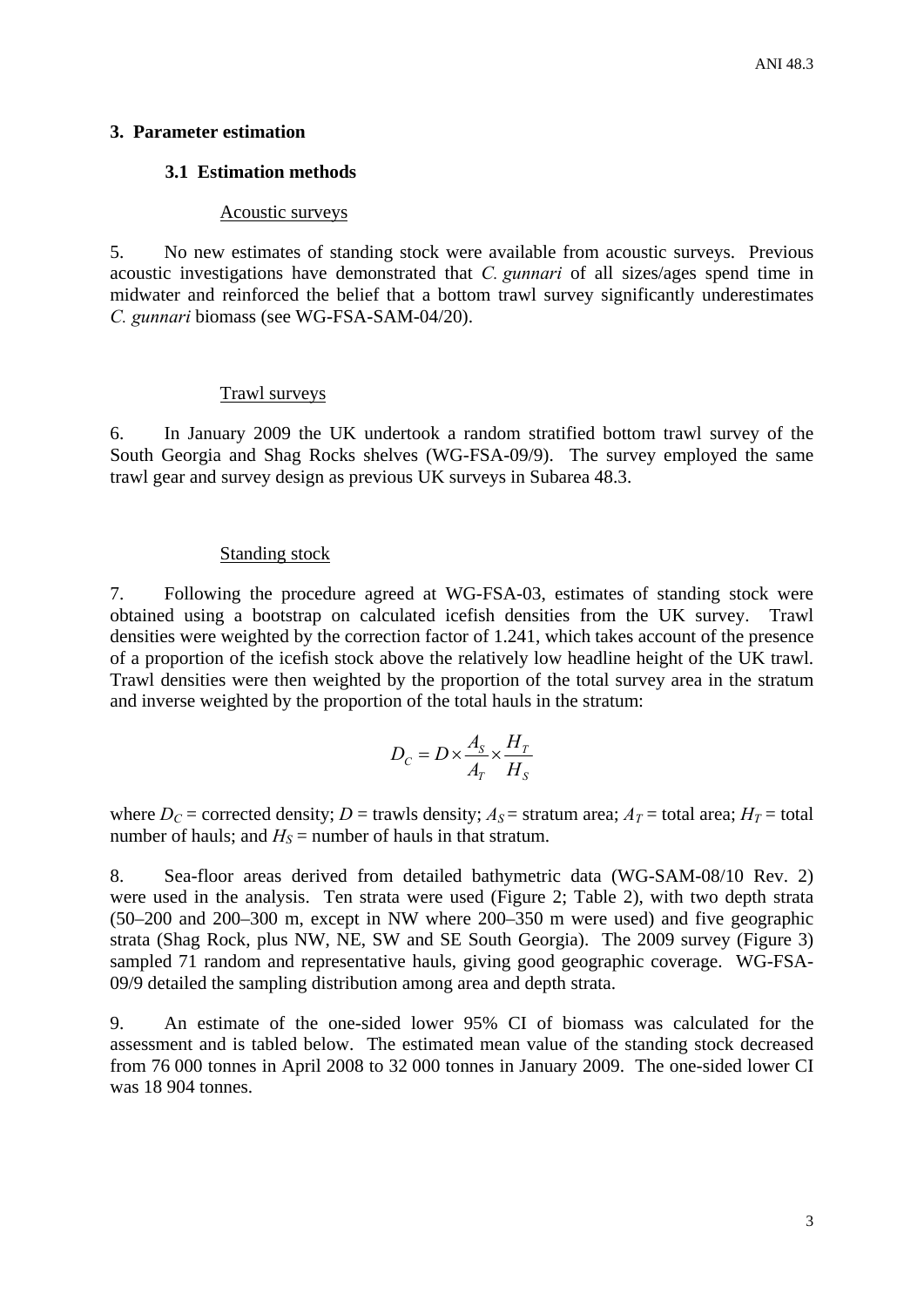## 3. Parameter estimation

### 3.1 Estimation methods

Acoustic surveys

5. No new estimates of standing stock were available from acoustic surveys. Previous acoustic investigations have demonstrated that *C. gunnari* of all sizes/ages spend time in midwater and reinforced the belief that a bottom trawl survey significantly underestimates *C. gunnari* biomass (see WG-FSA-SAM-04/20).

Trawl surveys

6. In January 2009 the UK undertook a random stratified bottom trawl survey of the South Georgia and Shag Rocks shelves (WG-FSA-09/9). The survey employed the same trawl gear and survey design as previous UK surveys in Subarea 48.3.

Standing stock

7. Following the procedure agreed at WG-FSA-03, estimates of standing stock were obtained using a bootstrap on calculated icefish densities from the UK survey. Trawl densities were weighted by the correction factor of 1.241, which takes account of the presence of a proportion of the icefish stock above the relatively low headline height of the UK trawl. Trawl densities were then weighted by the proportion of the total survey area in the stratum and inverse weighted by the proportion of the total hauls in the stratum:

$$D_C = D \times \frac{A_S}{A_T} \times \frac{H_T}{H_S}$$

where $D_C$ = corrected density; $D$ = trawls density; $A_S$ = stratum area; $A_T$ = total area; $H_T$ = total number of hauls; and $H_S$ = number of hauls in that stratum.

8. Sea-floor areas derived from detailed bathymetric data (WG-SAM-08/10 Rev. 2) were used in the analysis. Ten strata were used (Figure 2; Table 2), with two depth strata (50–200 and 200–300 m, except in NW where 200–350 m were used) and five geographic strata (Shag Rock, plus NW, NE, SW and SE South Georgia). The 2009 survey (Figure 3) sampled 71 random and representative hauls, giving good geographic coverage. WG-FSA-09/9 detailed the sampling distribution among area and depth strata.

9. An estimate of the one-sided lower 95% CI of biomass was calculated for the assessment and is tabled below. The estimated mean value of the standing stock decreased from 76 000 tonnes in April 2008 to 32 000 tonnes in January 2009. The one-sided lower CI was 18 904 tonnes.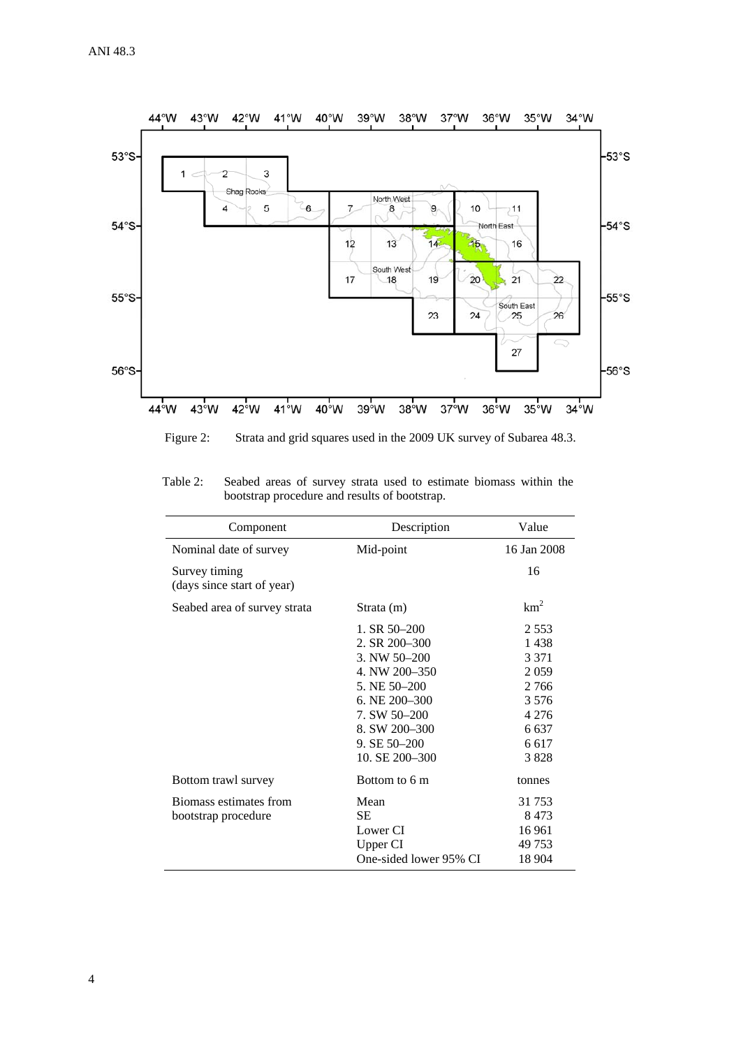44°W 43°W 42°W 41°W 40°W 39°W 38°W 37°W 36°W 35°W 34°W

53°S 54°S 55°S 56°S

1 2 3 4 5 6 7 8 9 10 11 12 13 14 15 16 17 18 19 20 21 22 23 24 25 26 27

Shag Rocks

North West

North East

South West

South East

Figure 2: Strata and grid squares used in the 2009 UK survey of Subarea 48.3.

Table 2: Seabed areas of survey strata used to estimate biomass within the bootstrap procedure and results of bootstrap.

| Component | Description | Value |
|---|---|---|
| Nominal date of survey | Mid-point | 16 Jan 2008 |
| Survey timing (days since start of year) | | 16 |
| Seabed area of survey strata | Strata (m) | km$^2$ |
| | 1. SR 50–200 | 2 553 |
| | 2. SR 200–300 | 1 438 |
| | 3. NW 50–200 | 3 371 |
| | 4. NW 200–350 | 2 059 |
| | 5. NE 50–200 | 2 766 |
| | 6. NE 200–300 | 3 576 |
| | 7. SW 50–200 | 4 276 |
| | 8. SW 200–300 | 6 637 |
| | 9. SE 50–200 | 6 617 |
| | 10. SE 200–300 | 3 828 |
| Bottom trawl survey | Bottom to 6 m | tonnes |
| Biomass estimates from bootstrap procedure | Mean | 31 753 |
| | SE | 8 473 |
| | Lower CI | 16 961 |
| | Upper CI | 49 753 |
| | One-sided lower 95% CI | 18 904 |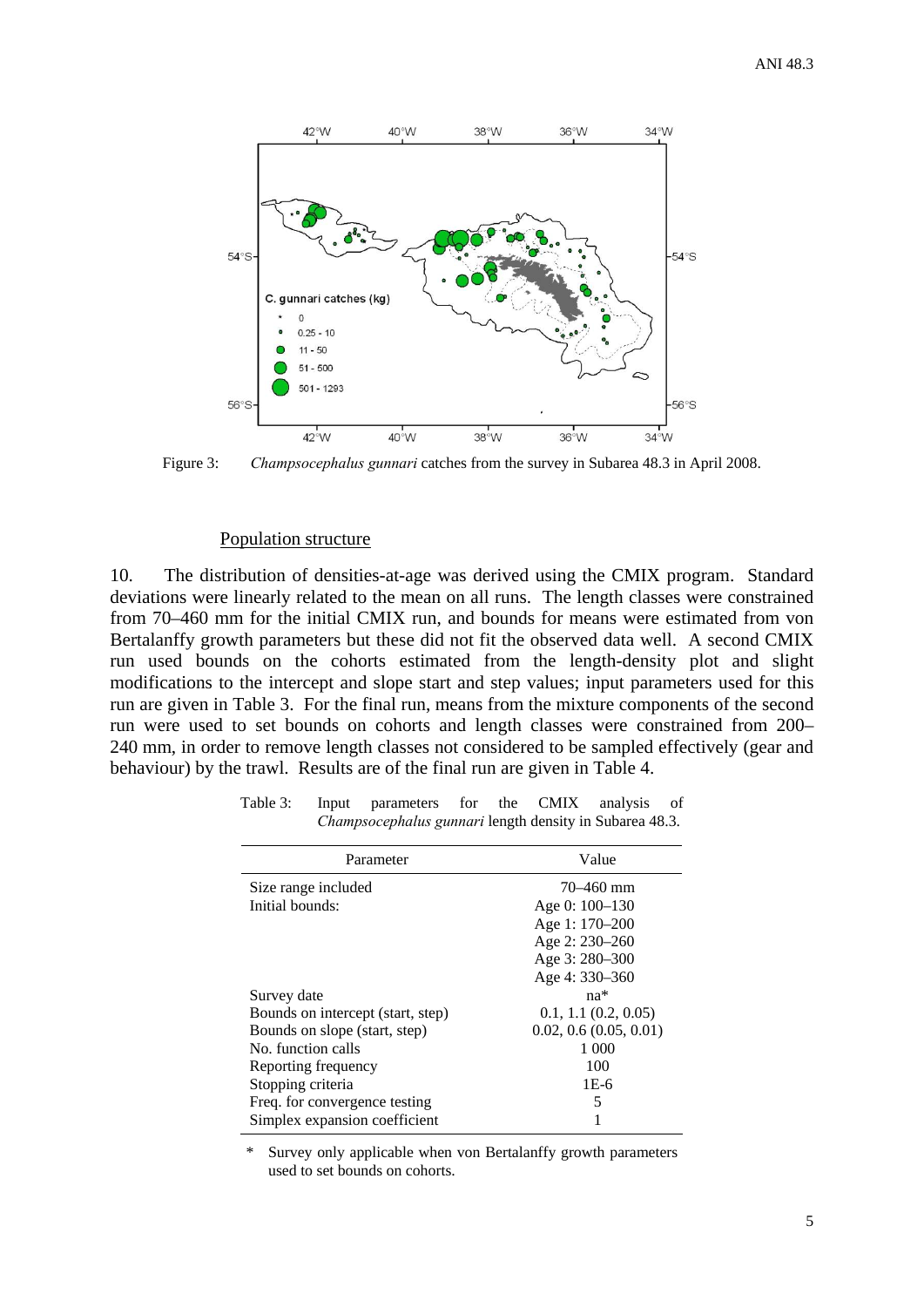42°W
40°W
38°W
36°W
34°W
54°S
56°S
C. gunnari catches (kg)
0
0.25 - 10
11 - 50
51 - 500
501 - 1293

Figure 3: *Champsocephalus gunnari* catches from the survey in Subarea 48.3 in April 2008.

### Population structure

10. The distribution of densities-at-age was derived using the CMIX program. Standard deviations were linearly related to the mean on all runs. The length classes were constrained from 70–460 mm for the initial CMIX run, and bounds for means were estimated from von Bertalanffy growth parameters but these did not fit the observed data well. A second CMIX run used bounds on the cohorts estimated from the length-density plot and slight modifications to the intercept and slope start and step values; input parameters used for this run are given in Table 3. For the final run, means from the mixture components of the second run were used to set bounds on cohorts and length classes were constrained from 200–240 mm, in order to remove length classes not considered to be sampled effectively (gear and behaviour) by the trawl. Results are of the final run are given in Table 4.

Table 3: Input parameters for the CMIX analysis of *Champsocephalus gunnari* length density in Subarea 48.3.

| Parameter | Value |
|---|---|
| Size range included | 70–460 mm |
| Initial bounds: | Age 0: 100–130 |
| | Age 1: 170–200 |
| | Age 2: 230–260 |
| | Age 3: 280–300 |
| | Age 4: 330–360 |
| Survey date | na* |
| Bounds on intercept (start, step) | 0.1, 1.1 (0.2, 0.05) |
| Bounds on slope (start, step) | 0.02, 0.6 (0.05, 0.01) |
| No. function calls | 1 000 |
| Reporting frequency | 100 |
| Stopping criteria | 1E-6 |
| Freq. for convergence testing | 5 |
| Simplex expansion coefficient | 1 |

\* Survey only applicable when von Bertalanffy growth parameters used to set bounds on cohorts.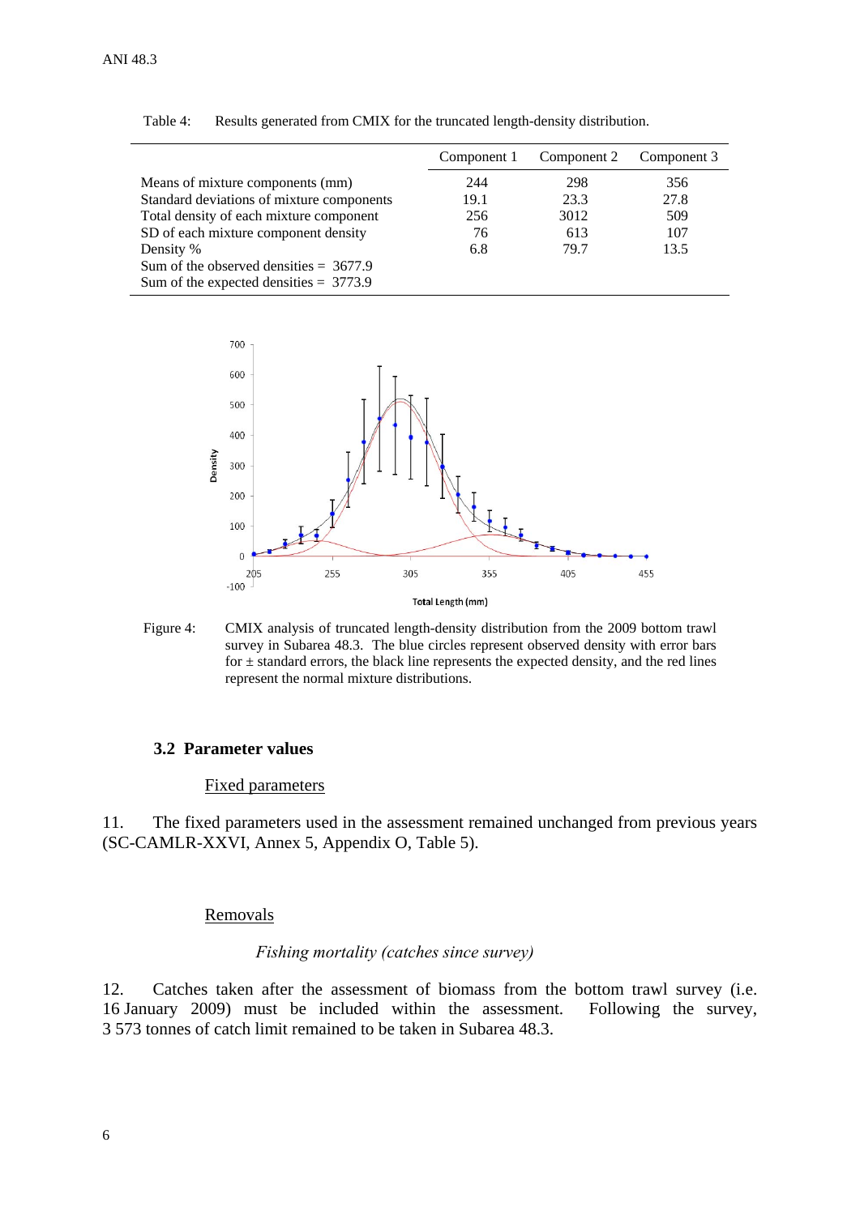Table 4: Results generated from CMIX for the truncated length-density distribution.

| | Component 1 | Component 2 | Component 3 |
|---|---|---|---|
| Means of mixture components (mm) | 244 | 298 | 356 |
| Standard deviations of mixture components | 19.1 | 23.3 | 27.8 |
| Total density of each mixture component | 256 | 3012 | 509 |
| SD of each mixture component density | 76 | 613 | 107 |
| Density % | 6.8 | 79.7 | 13.5 |
| Sum of the observed densities = 3677.9 | | | |
| Sum of the expected densities = 3773.9 | | | |

700
600
500
400
300
200
100
0
-100
Density
205
255
305
355
405
455
Total Length (mm)

Figure 4: CMIX analysis of truncated length-density distribution from the 2009 bottom trawl survey in Subarea 48.3. The blue circles represent observed density with error bars for ± standard errors, the black line represents the expected density, and the red lines represent the normal mixture distributions.

### 3.2 Parameter values

Fixed parameters

11. The fixed parameters used in the assessment remained unchanged from previous years (SC-CAMLR-XXVI, Annex 5, Appendix O, Table 5).

Removals

*Fishing mortality (catches since survey)*

12. Catches taken after the assessment of biomass from the bottom trawl survey (i.e. 16 January 2009) must be included within the assessment. Following the survey, 3 573 tonnes of catch limit remained to be taken in Subarea 48.3.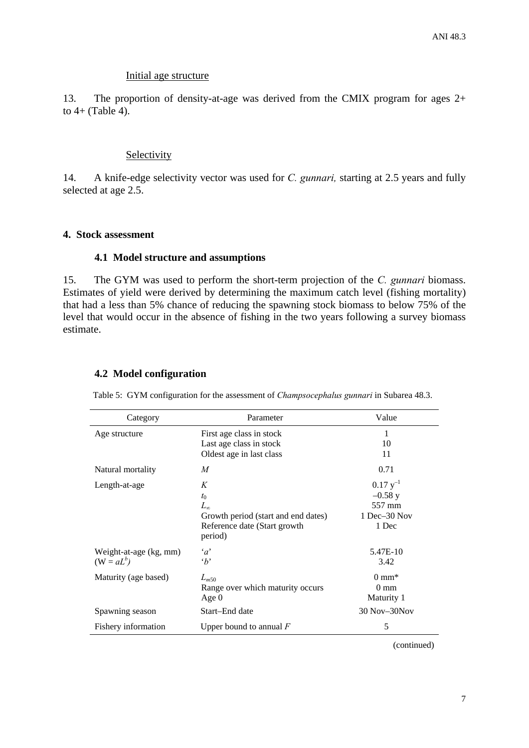Initial age structure

13. The proportion of density-at-age was derived from the CMIX program for ages 2+ to 4+ (Table 4).

Selectivity

14. A knife-edge selectivity vector was used for *C. gunnari,* starting at 2.5 years and fully selected at age 2.5.

## 4. Stock assessment

### 4.1 Model structure and assumptions

15. The GYM was used to perform the short-term projection of the *C. gunnari* biomass. Estimates of yield were derived by determining the maximum catch level (fishing mortality) that had a less than 5% chance of reducing the spawning stock biomass to below 75% of the level that would occur in the absence of fishing in the two years following a survey biomass estimate.

### 4.2 Model configuration

Table 5: GYM configuration for the assessment of *Champsocephalus gunnari* in Subarea 48.3.

| Category | Parameter | Value |
|---|---|---|
| Age structure | First age class in stock | 1 |
| | Last age class in stock | 10 |
| | Oldest age in last class | 11 |
| Natural mortality | $M$ | 0.71 |
| Length-at-age | $K$ | $0.17\ y^{-1}$ |
| | $t_0$ | –0.58 y |
| | $L_\infty$ | 557 mm |
| | Growth period (start and end dates) | 1 Dec–30 Nov |
| | Reference date (Start growth period) | 1 Dec |
| Weight-at-age (kg, mm) ($W = aL^b$) | '$a$' | 5.47E-10 |
| | '$b$' | 3.42 |
| Maturity (age based) | $L_{m50}$ | 0 mm* |
| | Range over which maturity occurs | 0 mm |
| | Age 0 | Maturity 1 |
| Spawning season | Start–End date | 30 Nov–30Nov |
| Fishery information | Upper bound to annual $F$ | 5 |

(continued)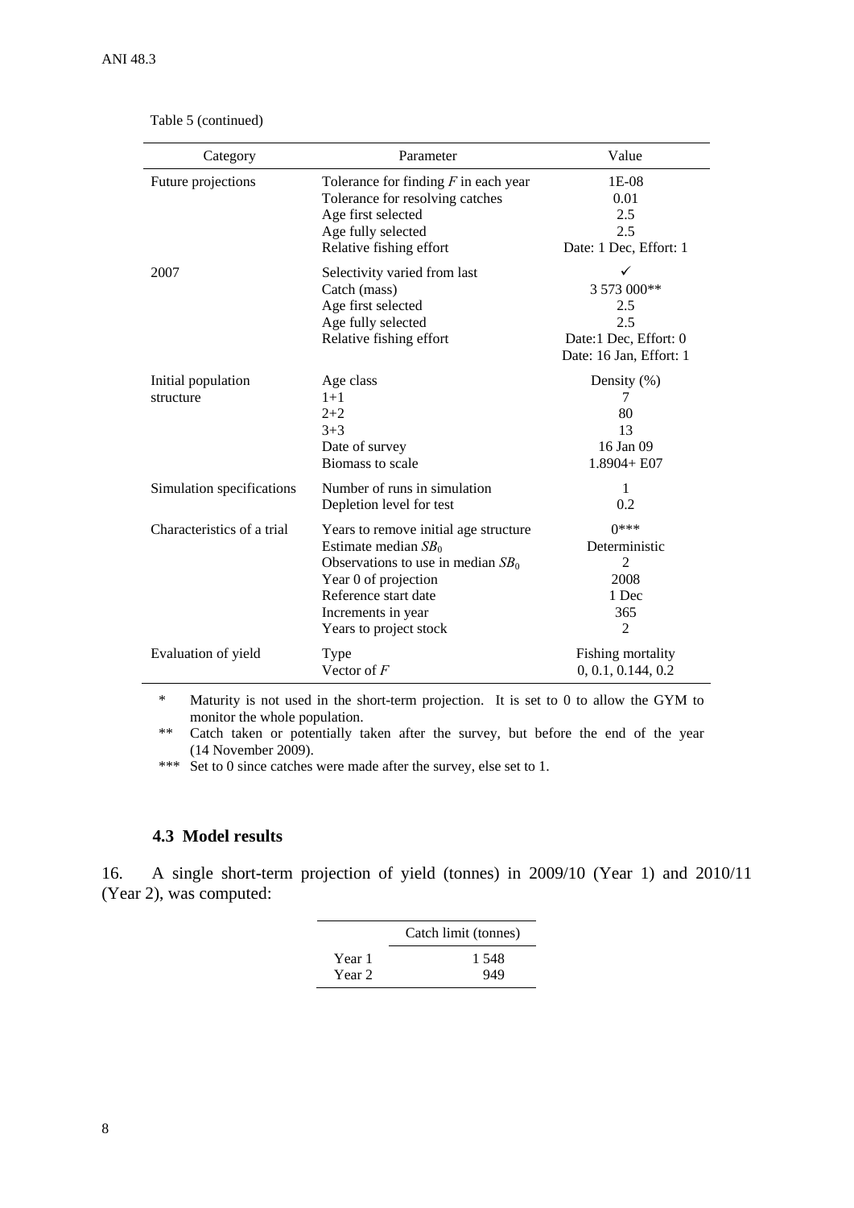Table 5 (continued)

| Category | Parameter | Value |
|---|---|---|
| Future projections | Tolerance for finding $F$ in each year | 1E-08 |
| | Tolerance for resolving catches | 0.01 |
| | Age first selected | 2.5 |
| | Age fully selected | 2.5 |
| | Relative fishing effort | Date: 1 Dec, Effort: 1 |
| 2007 | Selectivity varied from last | ✓ |
| | Catch (mass) | 3 573 000** |
| | Age first selected | 2.5 |
| | Age fully selected | 2.5 |
| | Relative fishing effort | Date:1 Dec, Effort: 0 |
| | | Date: 16 Jan, Effort: 1 |
| Initial population structure | Age class | Density (%) |
| | 1+1 | 7 |
| | 2+2 | 80 |
| | 3+3 | 13 |
| | Date of survey | 16 Jan 09 |
| | Biomass to scale | 1.8904+ E07 |
| Simulation specifications | Number of runs in simulation | 1 |
| | Depletion level for test | 0.2 |
| Characteristics of a trial | Years to remove initial age structure | 0*** |
| | Estimate median $SB_0$ | Deterministic |
| | Observations to use in median $SB_0$ | 2 |
| | Year 0 of projection | 2008 |
| | Reference start date | 1 Dec |
| | Increments in year | 365 |
| | Years to project stock | 2 |
| Evaluation of yield | Type | Fishing mortality |
| | Vector of $F$ | 0, 0.1, 0.144, 0.2 |

\* Maturity is not used in the short-term projection. It is set to 0 to allow the GYM to monitor the whole population.

** Catch taken or potentially taken after the survey, but before the end of the year (14 November 2009).

*** Set to 0 since catches were made after the survey, else set to 1.

### 4.3 Model results

16. A single short-term projection of yield (tonnes) in 2009/10 (Year 1) and 2010/11 (Year 2), was computed:

| | Catch limit (tonnes) |
|---|---|
| Year 1 | 1 548 |
| Year 2 | 949 |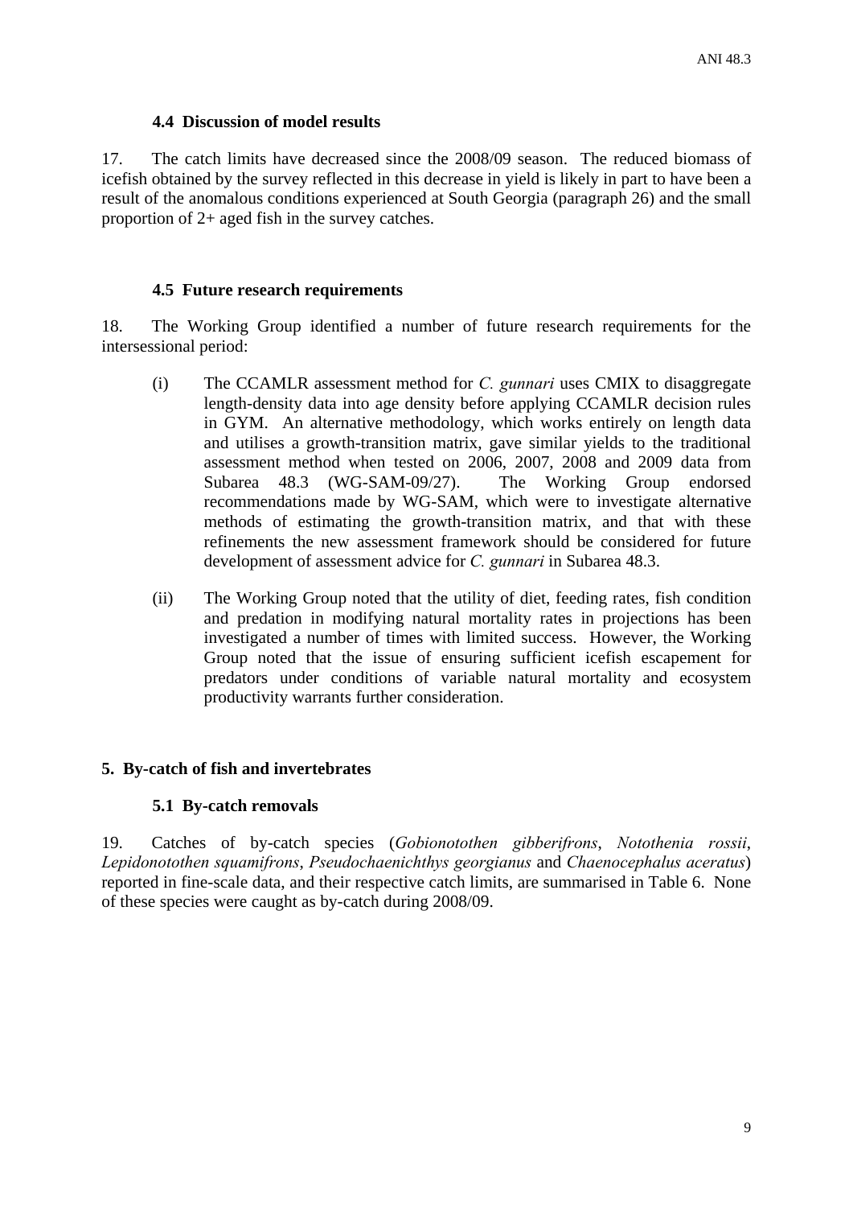### 4.4 Discussion of model results

17. The catch limits have decreased since the 2008/09 season. The reduced biomass of icefish obtained by the survey reflected in this decrease in yield is likely in part to have been a result of the anomalous conditions experienced at South Georgia (paragraph 26) and the small proportion of 2+ aged fish in the survey catches.

### 4.5 Future research requirements

18. The Working Group identified a number of future research requirements for the intersessional period:

(i) The CCAMLR assessment method for *C. gunnari* uses CMIX to disaggregate length-density data into age density before applying CCAMLR decision rules in GYM. An alternative methodology, which works entirely on length data and utilises a growth-transition matrix, gave similar yields to the traditional assessment method when tested on 2006, 2007, 2008 and 2009 data from Subarea 48.3 (WG-SAM-09/27). The Working Group endorsed recommendations made by WG-SAM, which were to investigate alternative methods of estimating the growth-transition matrix, and that with these refinements the new assessment framework should be considered for future development of assessment advice for *C. gunnari* in Subarea 48.3.

(ii) The Working Group noted that the utility of diet, feeding rates, fish condition and predation in modifying natural mortality rates in projections has been investigated a number of times with limited success. However, the Working Group noted that the issue of ensuring sufficient icefish escapement for predators under conditions of variable natural mortality and ecosystem productivity warrants further consideration.

## 5. By-catch of fish and invertebrates

### 5.1 By-catch removals

19. Catches of by-catch species (*Gobionotothen gibberifrons*, *Notothenia rossii*, *Lepidonotothen squamifrons*, *Pseudochaenichthys georgianus* and *Chaenocephalus aceratus*) reported in fine-scale data, and their respective catch limits, are summarised in Table 6. None of these species were caught as by-catch during 2008/09.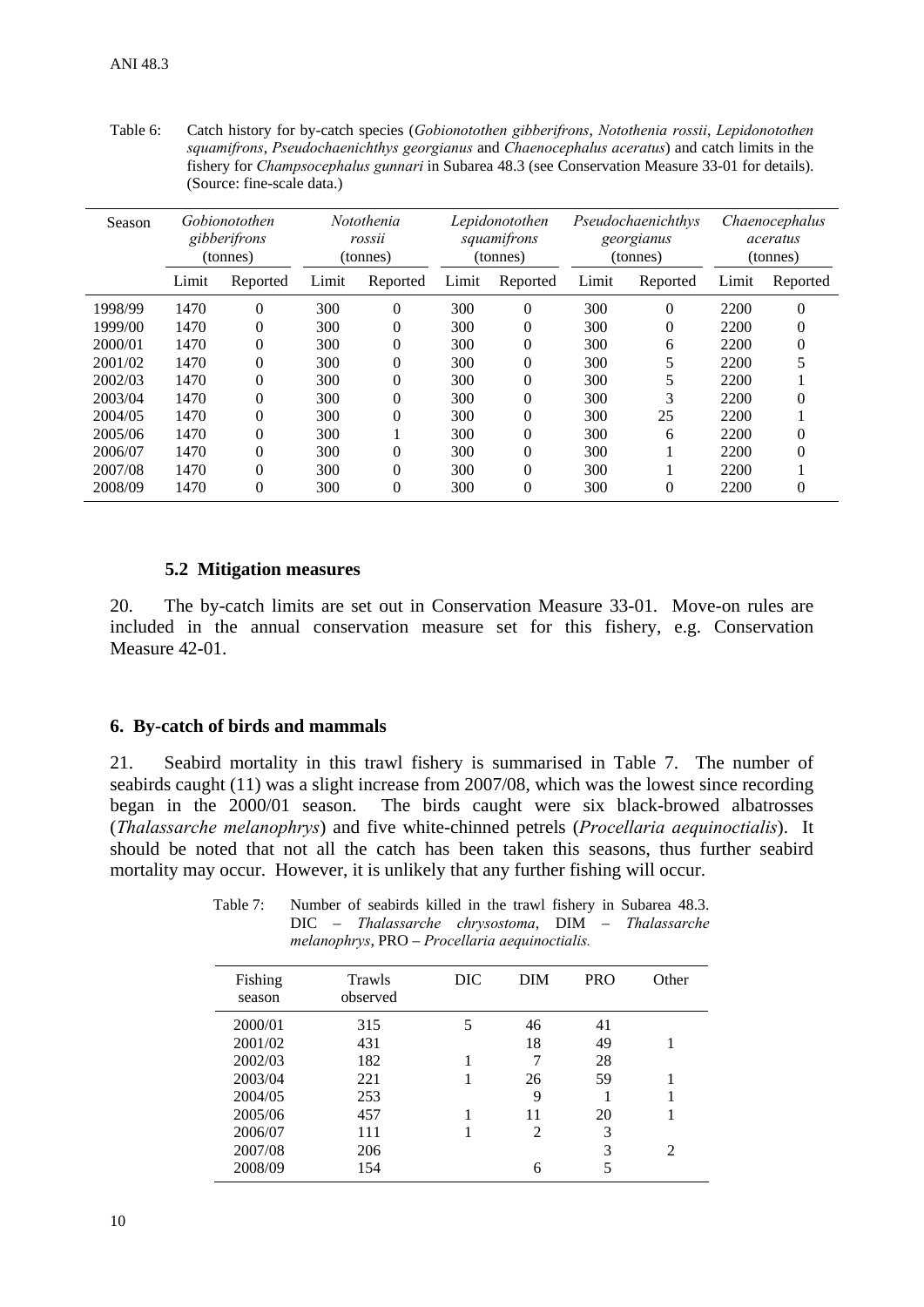Table 6: Catch history for by-catch species (*Gobionotothen gibberifrons*, *Notothenia rossii*, *Lepidonotothen squamifrons*, *Pseudochaenichthys georgianus* and *Chaenocephalus aceratus*) and catch limits in the fishery for *Champsocephalus gunnari* in Subarea 48.3 (see Conservation Measure 33-01 for details). (Source: fine-scale data.)

| Season | *Gobionotothen gibberifrons* (tonnes) | | *Notothenia rossii* (tonnes) | | *Lepidonotothen squamifrons* (tonnes) | | *Pseudochaenichthys georgianus* (tonnes) | | *Chaenocephalus aceratus* (tonnes) | |
|---|---|---|---|---|---|---|---|---|---|---|
| | Limit | Reported | Limit | Reported | Limit | Reported | Limit | Reported | Limit | Reported |
| 1998/99 | 1470 | 0 | 300 | 0 | 300 | 0 | 300 | 0 | 2200 | 0 |
| 1999/00 | 1470 | 0 | 300 | 0 | 300 | 0 | 300 | 0 | 2200 | 0 |
| 2000/01 | 1470 | 0 | 300 | 0 | 300 | 0 | 300 | 6 | 2200 | 0 |
| 2001/02 | 1470 | 0 | 300 | 0 | 300 | 0 | 300 | 5 | 2200 | 5 |
| 2002/03 | 1470 | 0 | 300 | 0 | 300 | 0 | 300 | 5 | 2200 | 1 |
| 2003/04 | 1470 | 0 | 300 | 0 | 300 | 0 | 300 | 3 | 2200 | 0 |
| 2004/05 | 1470 | 0 | 300 | 0 | 300 | 0 | 300 | 25 | 2200 | 1 |
| 2005/06 | 1470 | 0 | 300 | 1 | 300 | 0 | 300 | 6 | 2200 | 0 |
| 2006/07 | 1470 | 0 | 300 | 0 | 300 | 0 | 300 | 1 | 2200 | 0 |
| 2007/08 | 1470 | 0 | 300 | 0 | 300 | 0 | 300 | 1 | 2200 | 1 |
| 2008/09 | 1470 | 0 | 300 | 0 | 300 | 0 | 300 | 0 | 2200 | 0 |

### 5.2 Mitigation measures

20. The by-catch limits are set out in Conservation Measure 33-01. Move-on rules are included in the annual conservation measure set for this fishery, e.g. Conservation Measure 42-01.

## 6. By-catch of birds and mammals

21. Seabird mortality in this trawl fishery is summarised in Table 7. The number of seabirds caught (11) was a slight increase from 2007/08, which was the lowest since recording began in the 2000/01 season. The birds caught were six black-browed albatrosses (*Thalassarche melanophrys*) and five white-chinned petrels (*Procellaria aequinoctialis*). It should be noted that not all the catch has been taken this seasons, thus further seabird mortality may occur. However, it is unlikely that any further fishing will occur.

Table 7: Number of seabirds killed in the trawl fishery in Subarea 48.3. DIC – *Thalassarche chrysostoma*, DIM – *Thalassarche melanophrys*, PRO – *Procellaria aequinoctialis.*

| Fishing season | Trawls observed | DIC | DIM | PRO | Other |
|---|---|---|---|---|---|
| 2000/01 | 315 | 5 | 46 | 41 | |
| 2001/02 | 431 | | 18 | 49 | 1 |
| 2002/03 | 182 | 1 | 7 | 28 | |
| 2003/04 | 221 | 1 | 26 | 59 | 1 |
| 2004/05 | 253 | | 9 | 1 | 1 |
| 2005/06 | 457 | 1 | 11 | 20 | 1 |
| 2006/07 | 111 | 1 | 2 | 3 | |
| 2007/08 | 206 | | | 3 | 2 |
| 2008/09 | 154 | | 6 | 5 | |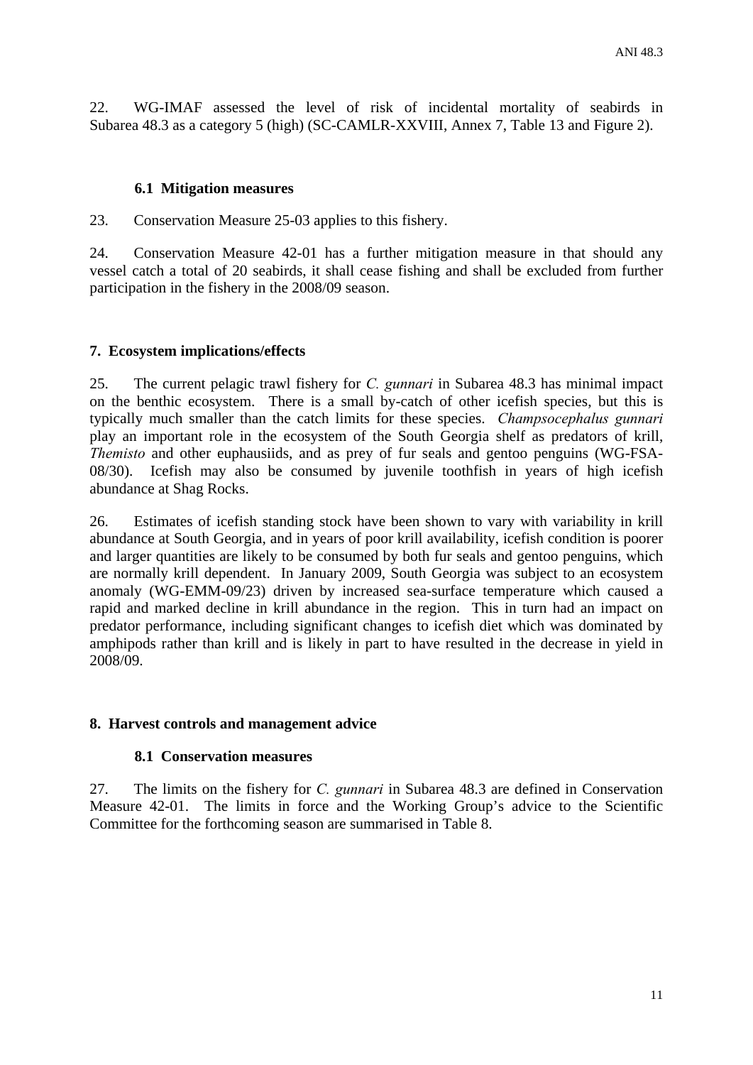22. WG-IMAF assessed the level of risk of incidental mortality of seabirds in Subarea 48.3 as a category 5 (high) (SC-CAMLR-XXVIII, Annex 7, Table 13 and Figure 2).

### 6.1 Mitigation measures

23. Conservation Measure 25-03 applies to this fishery.

24. Conservation Measure 42-01 has a further mitigation measure in that should any vessel catch a total of 20 seabirds, it shall cease fishing and shall be excluded from further participation in the fishery in the 2008/09 season.

## 7. Ecosystem implications/effects

25. The current pelagic trawl fishery for *C. gunnari* in Subarea 48.3 has minimal impact on the benthic ecosystem. There is a small by-catch of other icefish species, but this is typically much smaller than the catch limits for these species. *Champsocephalus gunnari* play an important role in the ecosystem of the South Georgia shelf as predators of krill, *Themisto* and other euphausiids, and as prey of fur seals and gentoo penguins (WG-FSA-08/30). Icefish may also be consumed by juvenile toothfish in years of high icefish abundance at Shag Rocks.

26. Estimates of icefish standing stock have been shown to vary with variability in krill abundance at South Georgia, and in years of poor krill availability, icefish condition is poorer and larger quantities are likely to be consumed by both fur seals and gentoo penguins, which are normally krill dependent. In January 2009, South Georgia was subject to an ecosystem anomaly (WG-EMM-09/23) driven by increased sea-surface temperature which caused a rapid and marked decline in krill abundance in the region. This in turn had an impact on predator performance, including significant changes to icefish diet which was dominated by amphipods rather than krill and is likely in part to have resulted in the decrease in yield in 2008/09.

## 8. Harvest controls and management advice

### 8.1 Conservation measures

27. The limits on the fishery for *C. gunnari* in Subarea 48.3 are defined in Conservation Measure 42-01. The limits in force and the Working Group's advice to the Scientific Committee for the forthcoming season are summarised in Table 8.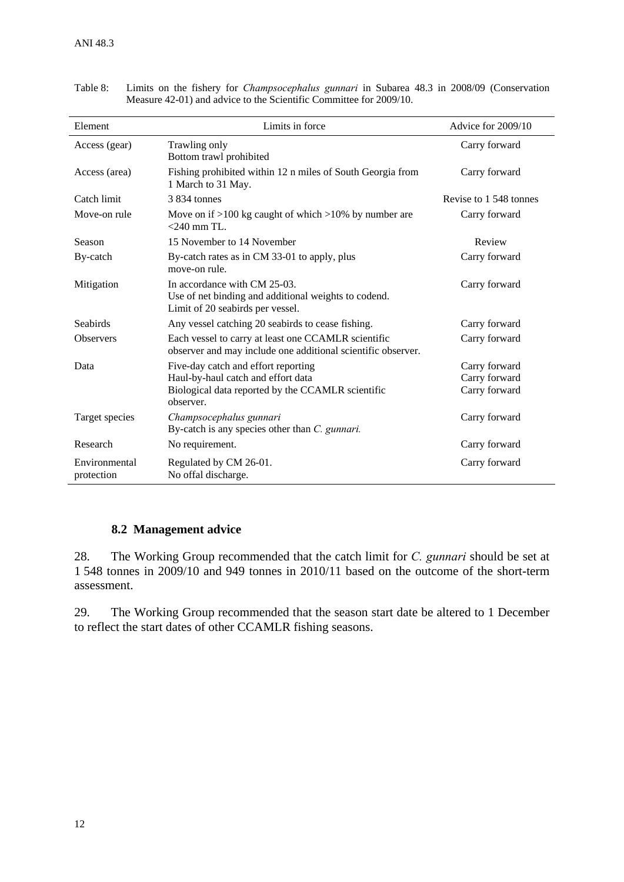Table 8: Limits on the fishery for *Champsocephalus gunnari* in Subarea 48.3 in 2008/09 (Conservation Measure 42-01) and advice to the Scientific Committee for 2009/10.

| Element | Limits in force | Advice for 2009/10 |
|---|---|---|
| Access (gear) | Trawling only<br>Bottom trawl prohibited | Carry forward |
| Access (area) | Fishing prohibited within 12 n miles of South Georgia from 1 March to 31 May. | Carry forward |
| Catch limit | 3 834 tonnes | Revise to 1 548 tonnes |
| Move-on rule | Move on if >100 kg caught of which >10% by number are <240 mm TL. | Carry forward |
| Season | 15 November to 14 November | Review |
| By-catch | By-catch rates as in CM 33-01 to apply, plus move-on rule. | Carry forward |
| Mitigation | In accordance with CM 25-03.<br>Use of net binding and additional weights to codend.<br>Limit of 20 seabirds per vessel. | Carry forward |
| Seabirds | Any vessel catching 20 seabirds to cease fishing. | Carry forward |
| Observers | Each vessel to carry at least one CCAMLR scientific observer and may include one additional scientific observer. | Carry forward |
| Data | Five-day catch and effort reporting<br>Haul-by-haul catch and effort data<br>Biological data reported by the CCAMLR scientific observer. | Carry forward<br>Carry forward<br>Carry forward |
| Target species | *Champsocephalus gunnari*<br>By-catch is any species other than *C. gunnari.* | Carry forward |
| Research | No requirement. | Carry forward |
| Environmental protection | Regulated by CM 26-01.<br>No offal discharge. | Carry forward |

### 8.2 Management advice

28. The Working Group recommended that the catch limit for *C. gunnari* should be set at 1 548 tonnes in 2009/10 and 949 tonnes in 2010/11 based on the outcome of the short-term assessment.

29. The Working Group recommended that the season start date be altered to 1 December to reflect the start dates of other CCAMLR fishing seasons.